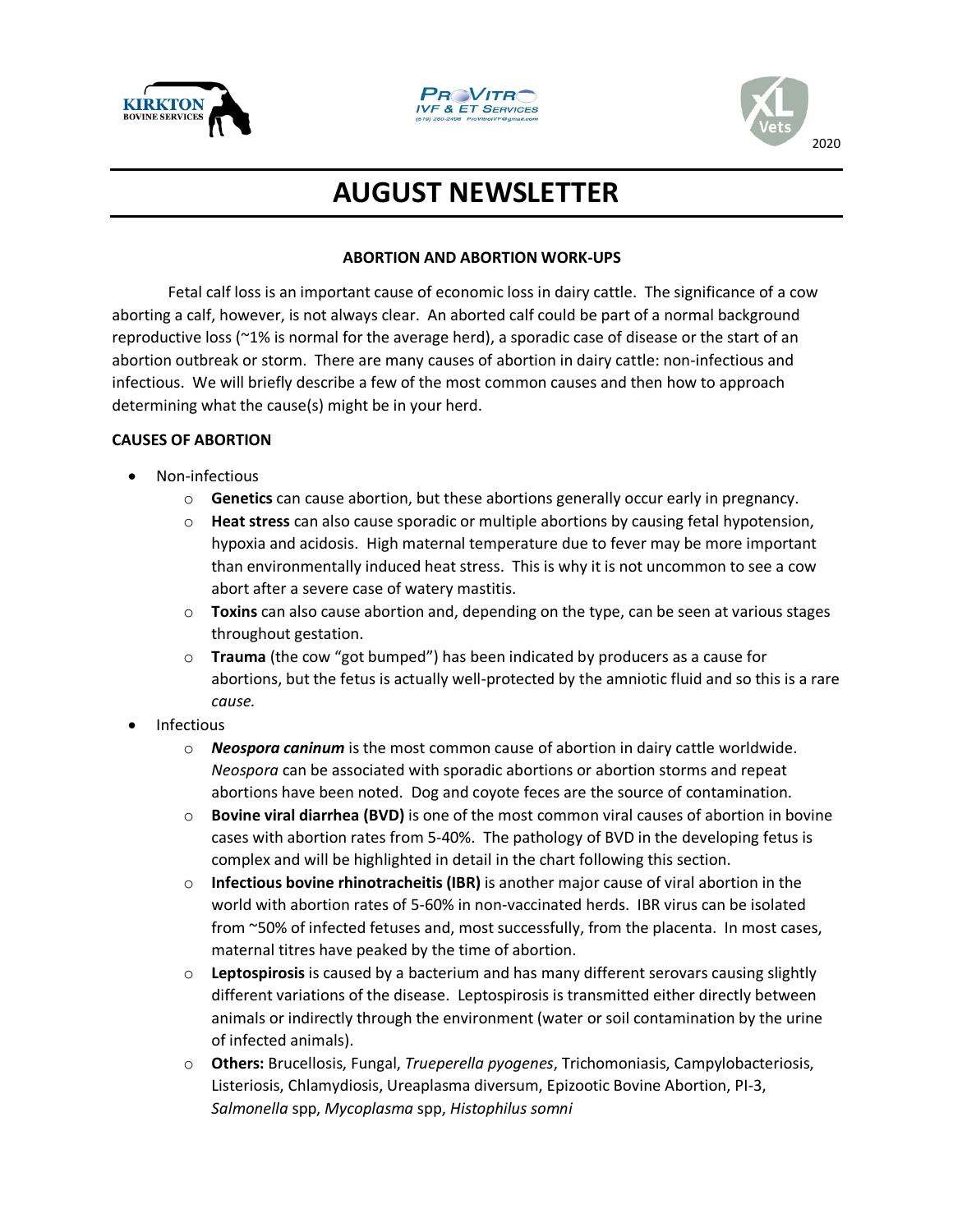KIRKTON BOVINE SERVICES

PROVITRO IVF & ET SERVICES

XL Vets

2020

# AUGUST NEWSLETTER

## ABORTION AND ABORTION WORK-UPS

Fetal calf loss is an important cause of economic loss in dairy cattle. The significance of a cow aborting a calf, however, is not always clear. An aborted calf could be part of a normal background reproductive loss (~1% is normal for the average herd), a sporadic case of disease or the start of an abortion outbreak or storm. There are many causes of abortion in dairy cattle: non-infectious and infectious. We will briefly describe a few of the most common causes and then how to approach determining what the cause(s) might be in your herd.

### CAUSES OF ABORTION

- Non-infectious
  - **Genetics** can cause abortion, but these abortions generally occur early in pregnancy.
  - **Heat stress** can also cause sporadic or multiple abortions by causing fetal hypotension, hypoxia and acidosis. High maternal temperature due to fever may be more important than environmentally induced heat stress. This is why it is not uncommon to see a cow abort after a severe case of watery mastitis.
  - **Toxins** can also cause abortion and, depending on the type, can be seen at various stages throughout gestation.
  - **Trauma** (the cow "got bumped") has been indicated by producers as a cause for abortions, but the fetus is actually well-protected by the amniotic fluid and so this is a rare *cause.*
- Infectious
  - ***Neospora caninum*** is the most common cause of abortion in dairy cattle worldwide. *Neospora* can be associated with sporadic abortions or abortion storms and repeat abortions have been noted. Dog and coyote feces are the source of contamination.
  - **Bovine viral diarrhea (BVD)** is one of the most common viral causes of abortion in bovine cases with abortion rates from 5-40%. The pathology of BVD in the developing fetus is complex and will be highlighted in detail in the chart following this section.
  - **Infectious bovine rhinotracheitis (IBR)** is another major cause of viral abortion in the world with abortion rates of 5-60% in non-vaccinated herds. IBR virus can be isolated from ~50% of infected fetuses and, most successfully, from the placenta. In most cases, maternal titres have peaked by the time of abortion.
  - **Leptospirosis** is caused by a bacterium and has many different serovars causing slightly different variations of the disease. Leptospirosis is transmitted either directly between animals or indirectly through the environment (water or soil contamination by the urine of infected animals).
  - **Others:** Brucellosis, Fungal, *Trueperella pyogenes*, Trichomoniasis, Campylobacteriosis, Listeriosis, Chlamydiosis, Ureaplasma diversum, Epizootic Bovine Abortion, PI-3, *Salmonella* spp, *Mycoplasma* spp, *Histophilus somni*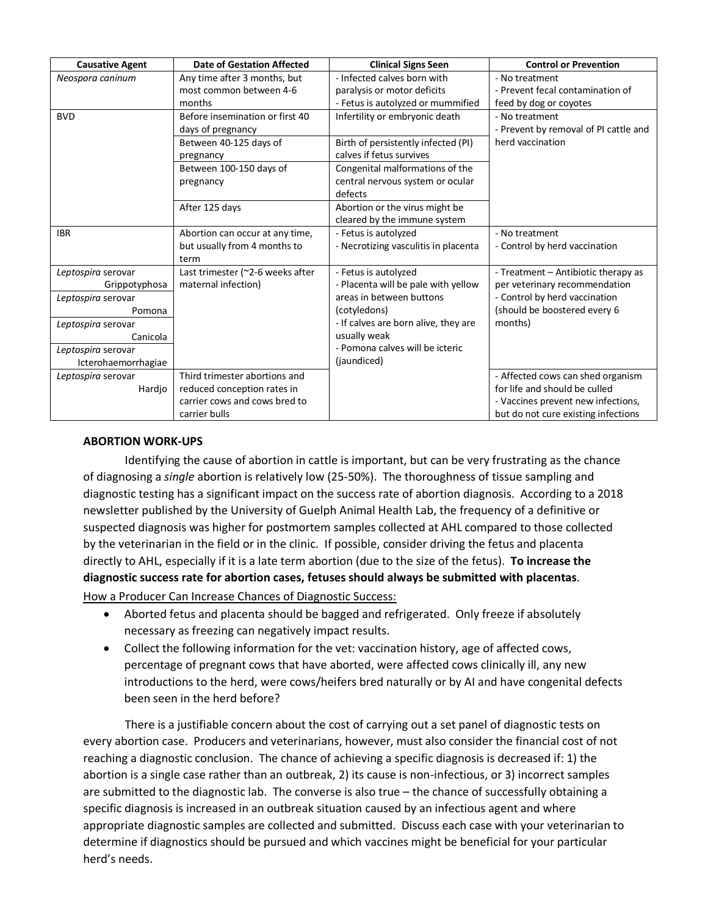| Causative Agent | Date of Gestation Affected | Clinical Signs Seen | Control or Prevention |
|---|---|---|---|
| *Neospora caninum* | Any time after 3 months, but most common between 4-6 months | - Infected calves born with paralysis or motor deficits<br>- Fetus is autolyzed or mummified | - No treatment<br>- Prevent fecal contamination of feed by dog or coyotes |
| BVD | Before insemination or first 40 days of pregnancy | Infertility or embryonic death | - No treatment<br>- Prevent by removal of PI cattle and herd vaccination |
| | Between 40-125 days of pregnancy | Birth of persistently infected (PI) calves if fetus survives | |
| | Between 100-150 days of pregnancy | Congenital malformations of the central nervous system or ocular defects | |
| | After 125 days | Abortion or the virus might be cleared by the immune system | |
| IBR | Abortion can occur at any time, but usually from 4 months to term | - Fetus is autolyzed<br>- Necrotizing vasculitis in placenta | - No treatment<br>- Control by herd vaccination |
| *Leptospira* serovar Grippotyphosa | Last trimester (~2-6 weeks after maternal infection) | - Fetus is autolyzed<br>- Placenta will be pale with yellow areas in between buttons (cotyledons)<br>- If calves are born alive, they are usually weak<br>- Pomona calves will be icteric (jaundiced) | - Treatment – Antibiotic therapy as per veterinary recommendation<br>- Control by herd vaccination (should be boostered every 6 months) |
| *Leptospira* serovar Pomona | | | |
| *Leptospira* serovar Canicola | | | |
| *Leptospira* serovar Icterohaemorrhagiae | | | |
| *Leptospira* serovar Hardjo | Third trimester abortions and reduced conception rates in carrier cows and cows bred to carrier bulls | | - Affected cows can shed organism for life and should be culled<br>- Vaccines prevent new infections, but do not cure existing infections |

**ABORTION WORK-UPS**

Identifying the cause of abortion in cattle is important, but can be very frustrating as the chance of diagnosing a *single* abortion is relatively low (25-50%). The thoroughness of tissue sampling and diagnostic testing has a significant impact on the success rate of abortion diagnosis. According to a 2018 newsletter published by the University of Guelph Animal Health Lab, the frequency of a definitive or suspected diagnosis was higher for postmortem samples collected at AHL compared to those collected by the veterinarian in the field or in the clinic. If possible, consider driving the fetus and placenta directly to AHL, especially if it is a late term abortion (due to the size of the fetus). **To increase the diagnostic success rate for abortion cases, fetuses should always be submitted with placentas**.

How a Producer Can Increase Chances of Diagnostic Success:

- Aborted fetus and placenta should be bagged and refrigerated. Only freeze if absolutely necessary as freezing can negatively impact results.
- Collect the following information for the vet: vaccination history, age of affected cows, percentage of pregnant cows that have aborted, were affected cows clinically ill, any new introductions to the herd, were cows/heifers bred naturally or by AI and have congenital defects been seen in the herd before?

There is a justifiable concern about the cost of carrying out a set panel of diagnostic tests on every abortion case. Producers and veterinarians, however, must also consider the financial cost of not reaching a diagnostic conclusion. The chance of achieving a specific diagnosis is decreased if: 1) the abortion is a single case rather than an outbreak, 2) its cause is non-infectious, or 3) incorrect samples are submitted to the diagnostic lab. The converse is also true – the chance of successfully obtaining a specific diagnosis is increased in an outbreak situation caused by an infectious agent and where appropriate diagnostic samples are collected and submitted. Discuss each case with your veterinarian to determine if diagnostics should be pursued and which vaccines might be beneficial for your particular herd's needs.